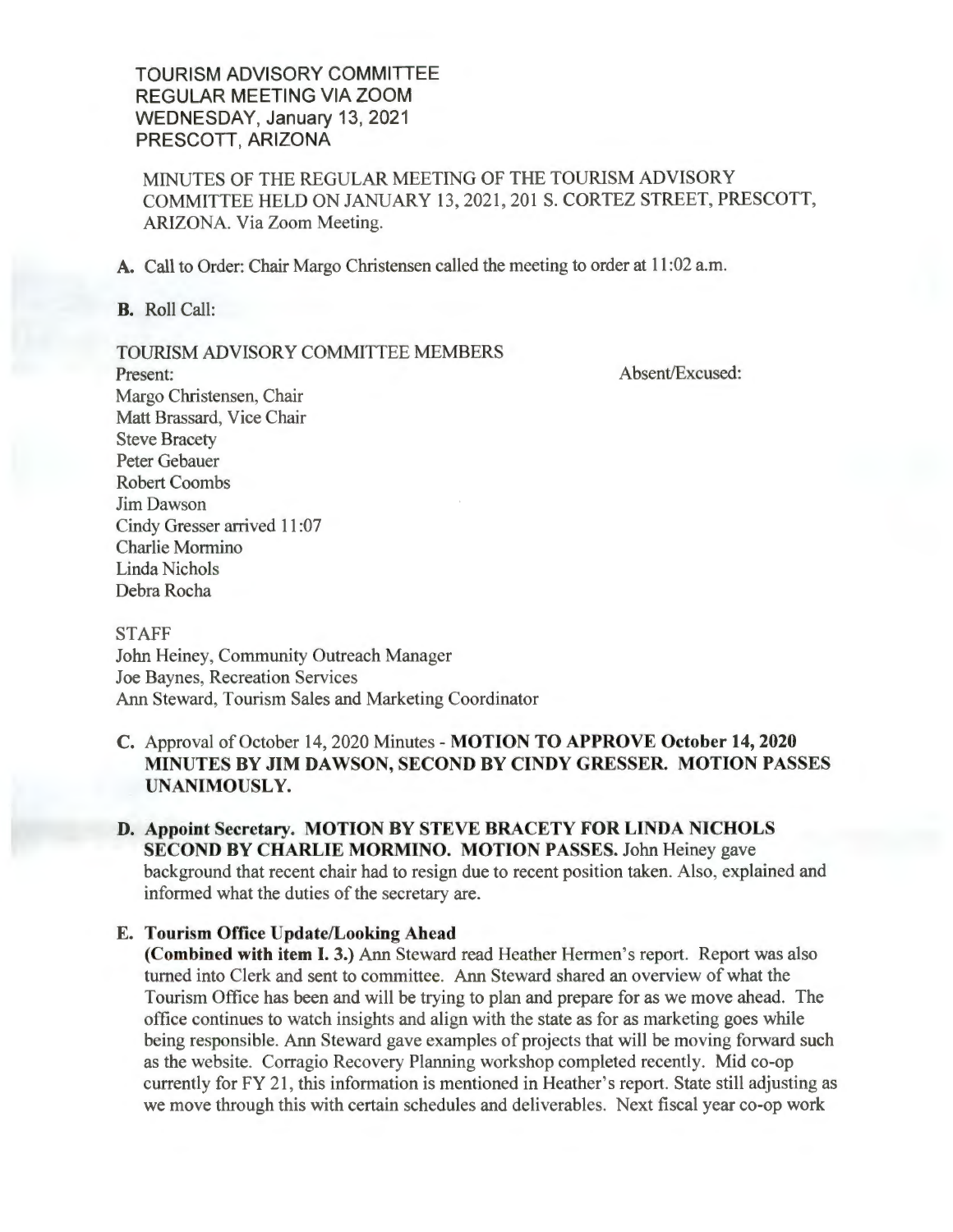TOURISM ADVISORY COMMITTEE
REGULAR MEETING VIA ZOOM
WEDNESDAY, January 13, 2021
PRESCOTT, ARIZONA

MINUTES OF THE REGULAR MEETING OF THE TOURISM ADVISORY COMMITTEE HELD ON JANUARY 13, 2021, 201 S. CORTEZ STREET, PRESCOTT, ARIZONA. Via Zoom Meeting.

**A.** Call to Order: Chair Margo Christensen called the meeting to order at 11:02 a.m.

**B.** Roll Call:

TOURISM ADVISORY COMMITTEE MEMBERS

| Present: | Absent/Excused: |
|---|---|
| Margo Christensen, Chair | |
| Matt Brassard, Vice Chair | |
| Steve Bracety | |
| Peter Gebauer | |
| Robert Coombs | |
| Jim Dawson | |
| Cindy Gresser arrived 11:07 | |
| Charlie Mormino | |
| Linda Nichols | |
| Debra Rocha | |

STAFF
John Heiney, Community Outreach Manager
Joe Baynes, Recreation Services
Ann Steward, Tourism Sales and Marketing Coordinator

**C.** Approval of October 14, 2020 Minutes - **MOTION TO APPROVE October 14, 2020 MINUTES BY JIM DAWSON, SECOND BY CINDY GRESSER. MOTION PASSES UNANIMOUSLY.**

**D. Appoint Secretary. MOTION BY STEVE BRACETY FOR LINDA NICHOLS SECOND BY CHARLIE MORMINO. MOTION PASSES.** John Heiney gave background that recent chair had to resign due to recent position taken. Also, explained and informed what the duties of the secretary are.

**E. Tourism Office Update/Looking Ahead**

**(Combined with item I. 3.)** Ann Steward read Heather Hermen's report. Report was also turned into Clerk and sent to committee. Ann Steward shared an overview of what the Tourism Office has been and will be trying to plan and prepare for as we move ahead. The office continues to watch insights and align with the state as for as marketing goes while being responsible. Ann Steward gave examples of projects that will be moving forward such as the website. Corragio Recovery Planning workshop completed recently. Mid co-op currently for FY 21, this information is mentioned in Heather's report. State still adjusting as we move through this with certain schedules and deliverables. Next fiscal year co-op work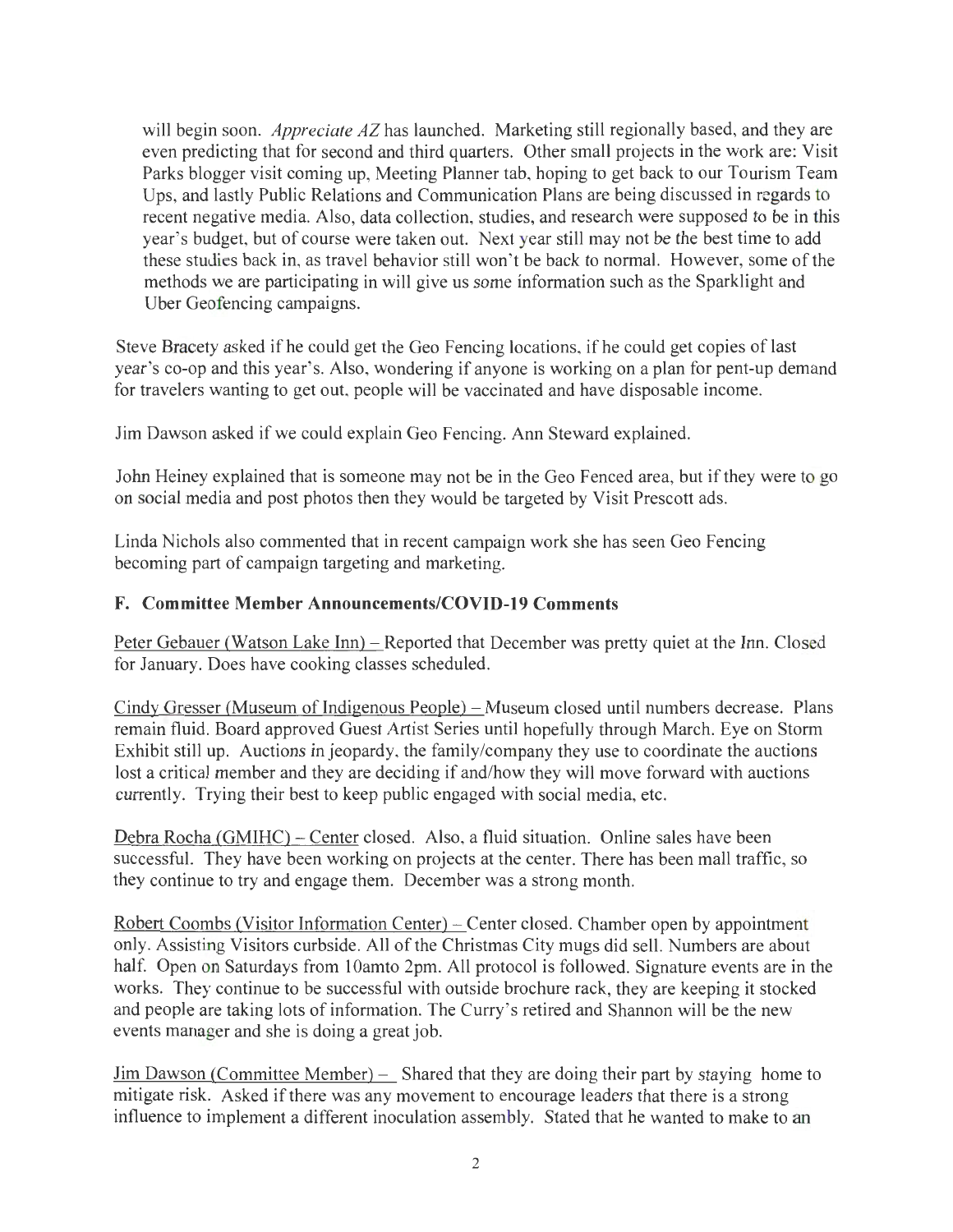will begin soon. *Appreciate AZ* has launched. Marketing still regionally based, and they are even predicting that for second and third quarters. Other small projects in the work are: Visit Parks blogger visit coming up, Meeting Planner tab, hoping to get back to our Tourism Team Ups, and lastly Public Relations and Communication Plans are being discussed in regards to recent negative media. Also, data collection, studies, and research were supposed to be in this year's budget, but of course were taken out. Next year still may not be the best time to add these studies back in, as travel behavior still won't be back to normal. However, some of the methods we are participating in will give us some information such as the Sparklight and Uber Geofencing campaigns.

Steve Bracety asked if he could get the Geo Fencing locations, if he could get copies of last year's co-op and this year's. Also, wondering if anyone is working on a plan for pent-up demand for travelers wanting to get out, people will be vaccinated and have disposable income.

Jim Dawson asked if we could explain Geo Fencing. Ann Steward explained.

John Heiney explained that is someone may not be in the Geo Fenced area, but if they were to go on social media and post photos then they would be targeted by Visit Prescott ads.

Linda Nichols also commented that in recent campaign work she has seen Geo Fencing becoming part of campaign targeting and marketing.

### F. Committee Member Announcements/COVID-19 Comments

Peter Gebauer (Watson Lake Inn) – Reported that December was pretty quiet at the Inn. Closed for January. Does have cooking classes scheduled.

Cindy Gresser (Museum of Indigenous People) – Museum closed until numbers decrease. Plans remain fluid. Board approved Guest Artist Series until hopefully through March. Eye on Storm Exhibit still up. Auctions in jeopardy, the family/company they use to coordinate the auctions lost a critical member and they are deciding if and/how they will move forward with auctions currently. Trying their best to keep public engaged with social media, etc.

Debra Rocha (GMIHC) – Center closed. Also, a fluid situation. Online sales have been successful. They have been working on projects at the center. There has been mall traffic, so they continue to try and engage them. December was a strong month.

Robert Coombs (Visitor Information Center) – Center closed. Chamber open by appointment only. Assisting Visitors curbside. All of the Christmas City mugs did sell. Numbers are about half. Open on Saturdays from 10amto 2pm. All protocol is followed. Signature events are in the works. They continue to be successful with outside brochure rack, they are keeping it stocked and people are taking lots of information. The Curry's retired and Shannon will be the new events manager and she is doing a great job.

Jim Dawson (Committee Member) – Shared that they are doing their part by staying home to mitigate risk. Asked if there was any movement to encourage leaders that there is a strong influence to implement a different inoculation assembly. Stated that he wanted to make to an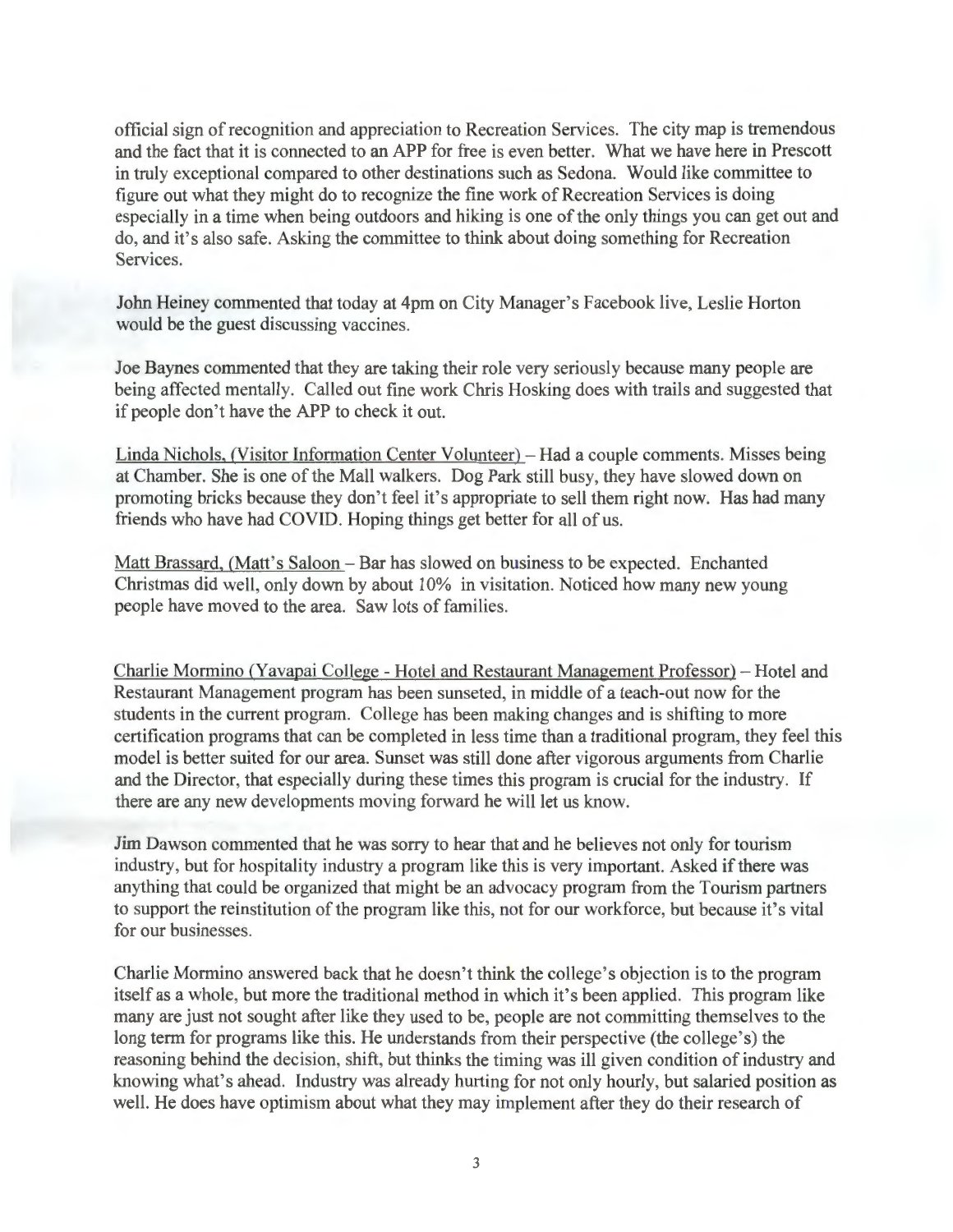official sign of recognition and appreciation to Recreation Services. The city map is tremendous and the fact that it is connected to an APP for free is even better. What we have here in Prescott in truly exceptional compared to other destinations such as Sedona. Would like committee to figure out what they might do to recognize the fine work of Recreation Services is doing especially in a time when being outdoors and hiking is one of the only things you can get out and do, and it's also safe. Asking the committee to think about doing something for Recreation Services.

John Heiney commented that today at 4pm on City Manager's Facebook live, Leslie Horton would be the guest discussing vaccines.

Joe Baynes commented that they are taking their role very seriously because many people are being affected mentally. Called out fine work Chris Hosking does with trails and suggested that if people don't have the APP to check it out.

<u>Linda Nichols, (Visitor Information Center Volunteer)</u> – Had a couple comments. Misses being at Chamber. She is one of the Mall walkers. Dog Park still busy, they have slowed down on promoting bricks because they don't feel it's appropriate to sell them right now. Has had many friends who have had COVID. Hoping things get better for all of us.

<u>Matt Brassard, (Matt's Saloon</u> – Bar has slowed on business to be expected. Enchanted Christmas did well, only down by about 10% in visitation. Noticed how many new young people have moved to the area. Saw lots of families.

<u>Charlie Mormino (Yavapai College - Hotel and Restaurant Management Professor)</u> – Hotel and Restaurant Management program has been sunseted, in middle of a teach-out now for the students in the current program. College has been making changes and is shifting to more certification programs that can be completed in less time than a traditional program, they feel this model is better suited for our area. Sunset was still done after vigorous arguments from Charlie and the Director, that especially during these times this program is crucial for the industry. If there are any new developments moving forward he will let us know.

Jim Dawson commented that he was sorry to hear that and he believes not only for tourism industry, but for hospitality industry a program like this is very important. Asked if there was anything that could be organized that might be an advocacy program from the Tourism partners to support the reinstitution of the program like this, not for our workforce, but because it's vital for our businesses.

Charlie Mormino answered back that he doesn't think the college's objection is to the program itself as a whole, but more the traditional method in which it's been applied. This program like many are just not sought after like they used to be, people are not committing themselves to the long term for programs like this. He understands from their perspective (the college's) the reasoning behind the decision, shift, but thinks the timing was ill given condition of industry and knowing what's ahead. Industry was already hurting for not only hourly, but salaried position as well. He does have optimism about what they may implement after they do their research of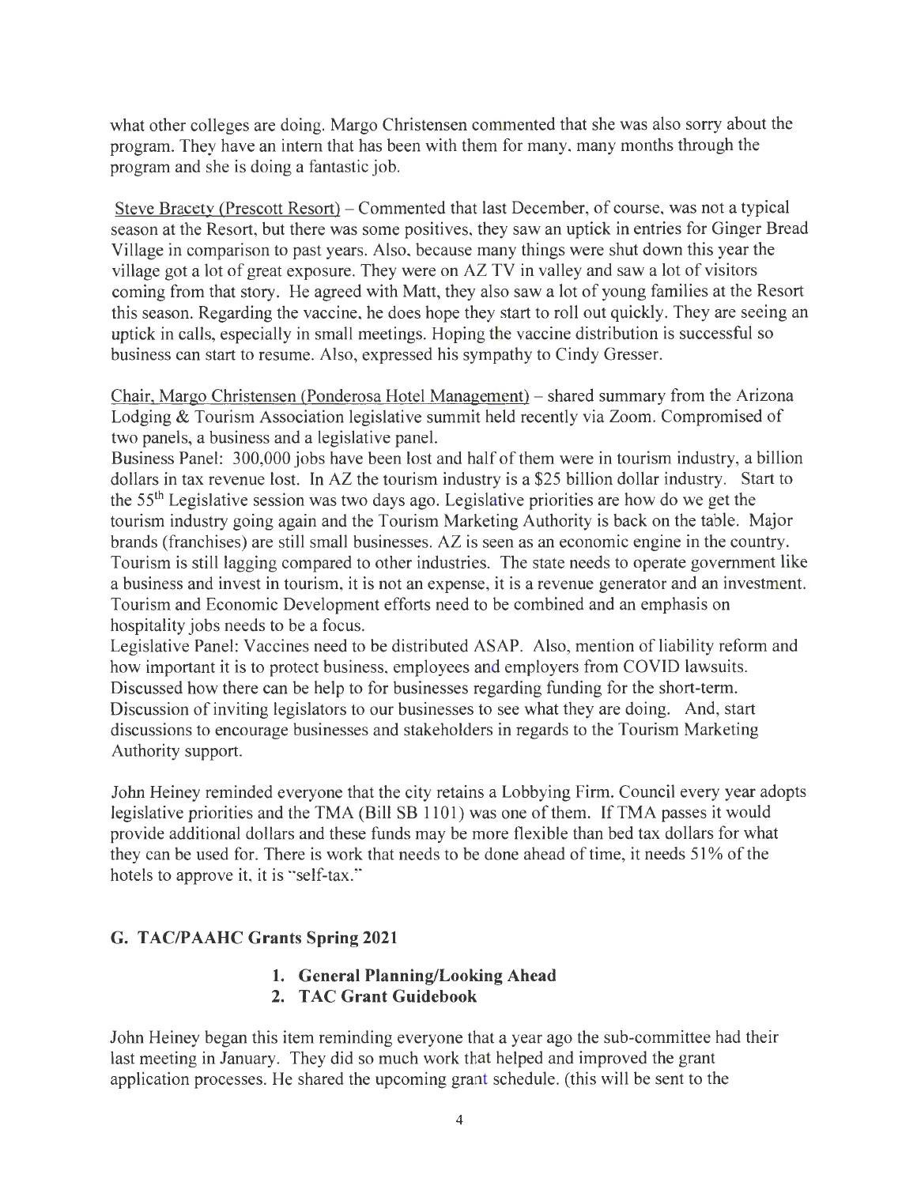what other colleges are doing. Margo Christensen commented that she was also sorry about the program. They have an intern that has been with them for many, many months through the program and she is doing a fantastic job.

Steve Bracety (Prescott Resort) – Commented that last December, of course, was not a typical season at the Resort, but there was some positives, they saw an uptick in entries for Ginger Bread Village in comparison to past years. Also, because many things were shut down this year the village got a lot of great exposure. They were on AZ TV in valley and saw a lot of visitors coming from that story. He agreed with Matt, they also saw a lot of young families at the Resort this season. Regarding the vaccine, he does hope they start to roll out quickly. They are seeing an uptick in calls, especially in small meetings. Hoping the vaccine distribution is successful so business can start to resume. Also, expressed his sympathy to Cindy Gresser.

Chair, Margo Christensen (Ponderosa Hotel Management) – shared summary from the Arizona Lodging & Tourism Association legislative summit held recently via Zoom. Compromised of two panels, a business and a legislative panel.
Business Panel: 300,000 jobs have been lost and half of them were in tourism industry, a billion dollars in tax revenue lost. In AZ the tourism industry is a $25 billion dollar industry. Start to the 55th Legislative session was two days ago. Legislative priorities are how do we get the tourism industry going again and the Tourism Marketing Authority is back on the table. Major brands (franchises) are still small businesses. AZ is seen as an economic engine in the country. Tourism is still lagging compared to other industries. The state needs to operate government like a business and invest in tourism, it is not an expense, it is a revenue generator and an investment. Tourism and Economic Development efforts need to be combined and an emphasis on hospitality jobs needs to be a focus.
Legislative Panel: Vaccines need to be distributed ASAP. Also, mention of liability reform and how important it is to protect business, employees and employers from COVID lawsuits. Discussed how there can be help to for businesses regarding funding for the short-term. Discussion of inviting legislators to our businesses to see what they are doing. And, start discussions to encourage businesses and stakeholders in regards to the Tourism Marketing Authority support.

John Heiney reminded everyone that the city retains a Lobbying Firm. Council every year adopts legislative priorities and the TMA (Bill SB 1101) was one of them. If TMA passes it would provide additional dollars and these funds may be more flexible than bed tax dollars for what they can be used for. There is work that needs to be done ahead of time, it needs 51% of the hotels to approve it, it is "self-tax."

## G. TAC/PAAHC Grants Spring 2021

1. **General Planning/Looking Ahead**
2. **TAC Grant Guidebook**

John Heiney began this item reminding everyone that a year ago the sub-committee had their last meeting in January. They did so much work that helped and improved the grant application processes. He shared the upcoming grant schedule. (this will be sent to the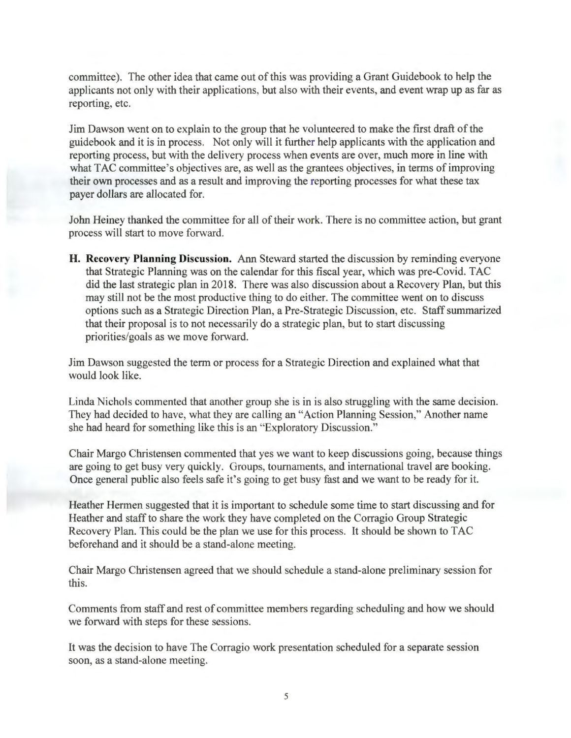committee). The other idea that came out of this was providing a Grant Guidebook to help the applicants not only with their applications, but also with their events, and event wrap up as far as reporting, etc.

Jim Dawson went on to explain to the group that he volunteered to make the first draft of the guidebook and it is in process. Not only will it further help applicants with the application and reporting process, but with the delivery process when events are over, much more in line with what TAC committee's objectives are, as well as the grantees objectives, in terms of improving their own processes and as a result and improving the reporting processes for what these tax payer dollars are allocated for.

John Heiney thanked the committee for all of their work. There is no committee action, but grant process will start to move forward.

**H. Recovery Planning Discussion.** Ann Steward started the discussion by reminding everyone that Strategic Planning was on the calendar for this fiscal year, which was pre-Covid. TAC did the last strategic plan in 2018. There was also discussion about a Recovery Plan, but this may still not be the most productive thing to do either. The committee went on to discuss options such as a Strategic Direction Plan, a Pre-Strategic Discussion, etc. Staff summarized that their proposal is to not necessarily do a strategic plan, but to start discussing priorities/goals as we move forward.

Jim Dawson suggested the term or process for a Strategic Direction and explained what that would look like.

Linda Nichols commented that another group she is in is also struggling with the same decision. They had decided to have, what they are calling an "Action Planning Session," Another name she had heard for something like this is an "Exploratory Discussion."

Chair Margo Christensen commented that yes we want to keep discussions going, because things are going to get busy very quickly. Groups, tournaments, and international travel are booking. Once general public also feels safe it's going to get busy fast and we want to be ready for it.

Heather Hermen suggested that it is important to schedule some time to start discussing and for Heather and staff to share the work they have completed on the Corragio Group Strategic Recovery Plan. This could be the plan we use for this process. It should be shown to TAC beforehand and it should be a stand-alone meeting.

Chair Margo Christensen agreed that we should schedule a stand-alone preliminary session for this.

Comments from staff and rest of committee members regarding scheduling and how we should we forward with steps for these sessions.

It was the decision to have The Corragio work presentation scheduled for a separate session soon, as a stand-alone meeting.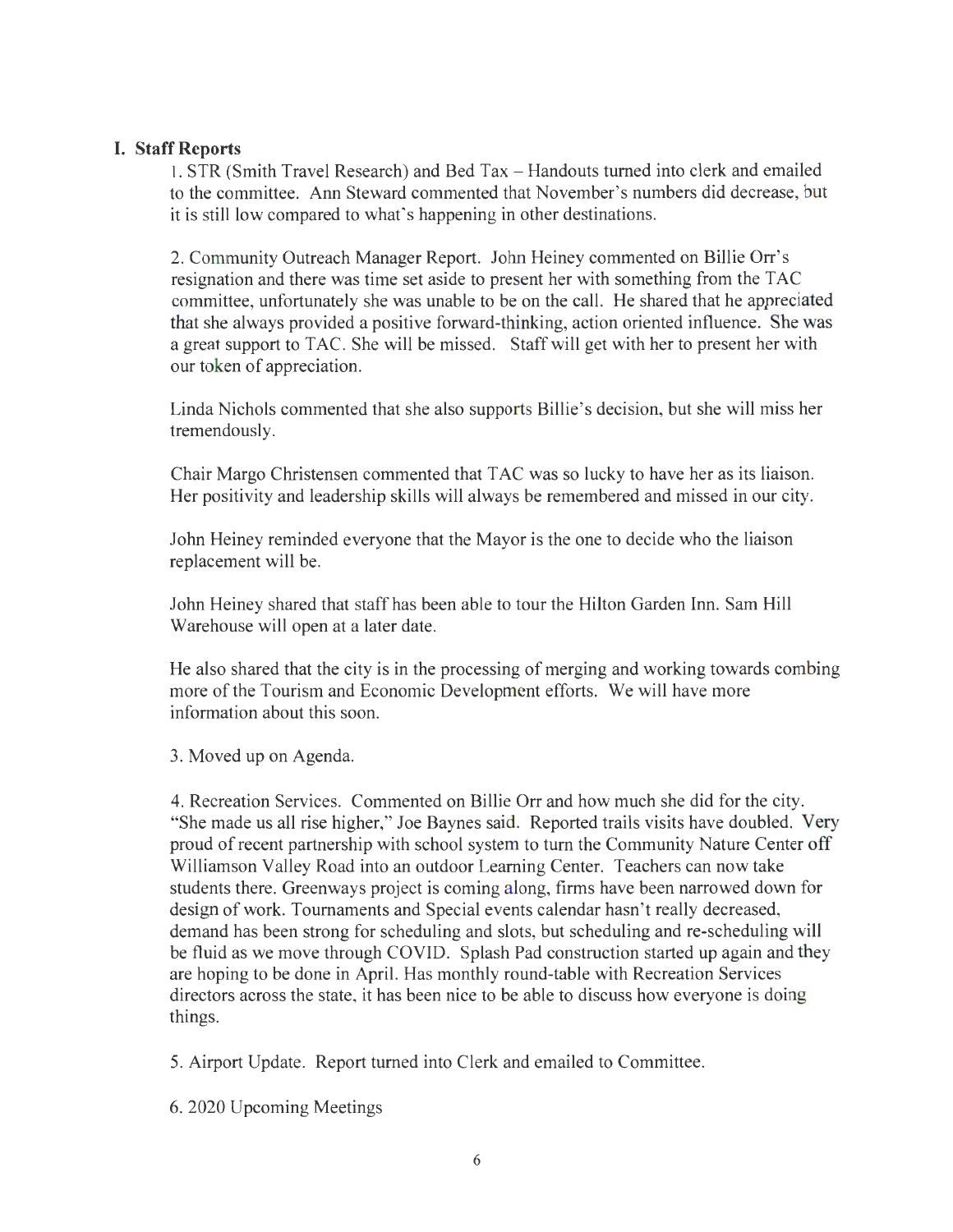## I. Staff Reports

1. STR (Smith Travel Research) and Bed Tax – Handouts turned into clerk and emailed to the committee. Ann Steward commented that November's numbers did decrease, but it is still low compared to what's happening in other destinations.

2. Community Outreach Manager Report. John Heiney commented on Billie Orr's resignation and there was time set aside to present her with something from the TAC committee, unfortunately she was unable to be on the call. He shared that he appreciated that she always provided a positive forward-thinking, action oriented influence. She was a great support to TAC. She will be missed. Staff will get with her to present her with our token of appreciation.

   Linda Nichols commented that she also supports Billie's decision, but she will miss her tremendously.

   Chair Margo Christensen commented that TAC was so lucky to have her as its liaison. Her positivity and leadership skills will always be remembered and missed in our city.

   John Heiney reminded everyone that the Mayor is the one to decide who the liaison replacement will be.

   John Heiney shared that staff has been able to tour the Hilton Garden Inn. Sam Hill Warehouse will open at a later date.

   He also shared that the city is in the processing of merging and working towards combing more of the Tourism and Economic Development efforts. We will have more information about this soon.

3. Moved up on Agenda.

4. Recreation Services. Commented on Billie Orr and how much she did for the city. "She made us all rise higher," Joe Baynes said. Reported trails visits have doubled. Very proud of recent partnership with school system to turn the Community Nature Center off Williamson Valley Road into an outdoor Learning Center. Teachers can now take students there. Greenways project is coming along, firms have been narrowed down for design of work. Tournaments and Special events calendar hasn't really decreased, demand has been strong for scheduling and slots, but scheduling and re-scheduling will be fluid as we move through COVID. Splash Pad construction started up again and they are hoping to be done in April. Has monthly round-table with Recreation Services directors across the state, it has been nice to be able to discuss how everyone is doing things.

5. Airport Update. Report turned into Clerk and emailed to Committee.

6. 2020 Upcoming Meetings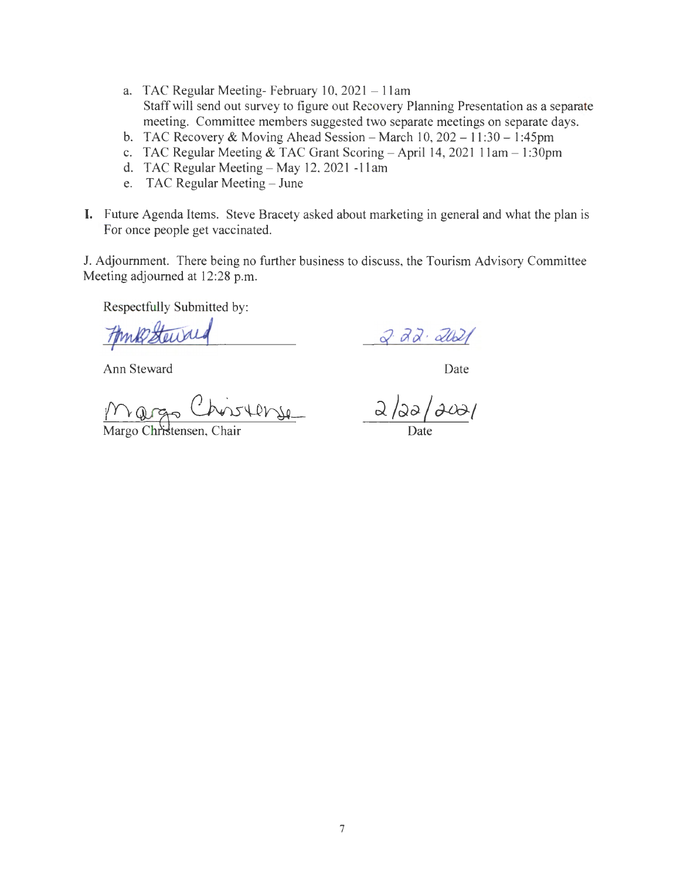a. TAC Regular Meeting- February 10, 2021 – 11am
   Staff will send out survey to figure out Recovery Planning Presentation as a separate meeting. Committee members suggested two separate meetings on separate days.
b. TAC Recovery & Moving Ahead Session – March 10, 202 – 11:30 – 1:45pm
c. TAC Regular Meeting & TAC Grant Scoring – April 14, 2021 11am – 1:30pm
d. TAC Regular Meeting – May 12, 2021 -11am
e. TAC Regular Meeting – June

**I.** Future Agenda Items. Steve Bracety asked about marketing in general and what the plan is For once people get vaccinated.

J. Adjournment. There being no further business to discuss, the Tourism Advisory Committee Meeting adjourned at 12:28 p.m.

Respectfully Submitted by:

Ann Steward — 2.22.2021
Ann Steward — Date

Margo Christensen — 2/22/2021
Margo Christensen, Chair — Date